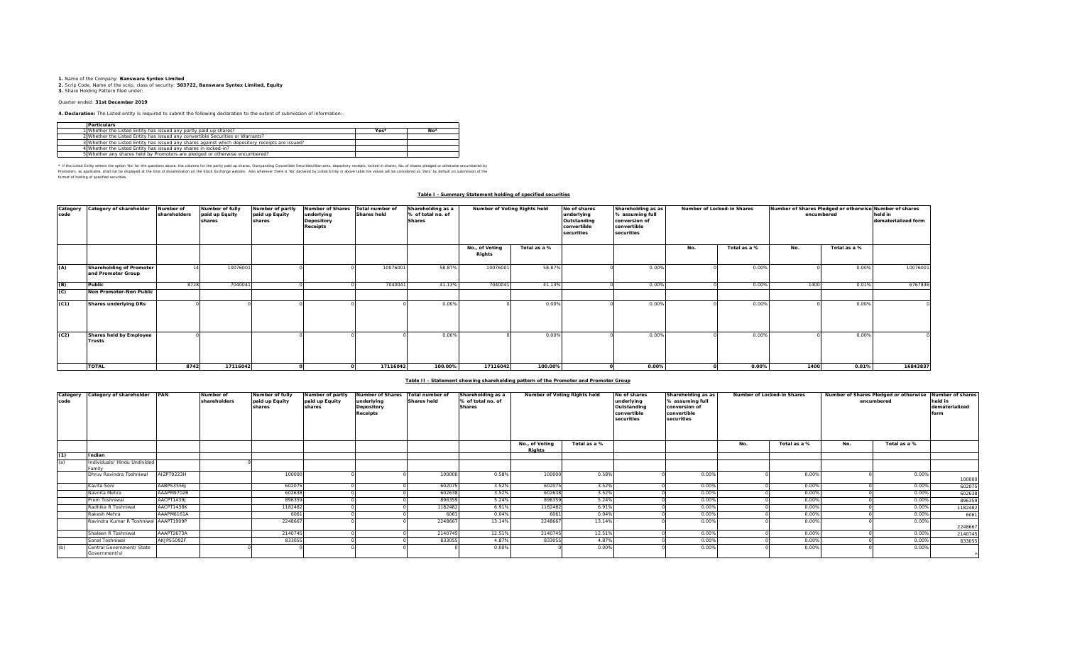**1.** Name of the Company: **Banswara Syntex Limited**
**2.** Scrip Code, Name of the scrip, class of security: **503722, Banswara Syntex Limited, Equity**
**3.** Share Holding Pattern filed under:

Quarter ended: **31st December 2019**

**4. Declaration:** The Listed entity is required to submit the following declaration to the extent of submission of information:-

| | Particulars | Yes* | No* |
|---|---|---|---|
| 1 | Whether the Listed Entity has issued any partly paid up shares? | | |
| 2 | Whether the Listed Entity has issued any convertible Securities or Warrants? | | |
| 3 | Whether the Listed Entity has issued any shares against which depository receipts are issued? | | |
| 4 | Whether the Listed Entity has issued any shares in locked-in? | | |
| 5 | Whether any shares held by Promoters are pledged or otherwise encumbered? | | |

* If the Listed Entity selects the option 'No' for the questions above, the columns for the partly paid up shares, Outstanding Convertible Securities/Warrants, depository receipts, locked-in shares, No. of shares pledged or otherwise encumbered by Promoters, as applicable, shall not be displayed at the time of dissemination on the Stock Exchange website. Also wherever there is 'No' declared by Listed Entity in above table the values will be considered as 'Zero' by default on submission of the format of holding of specified securities.

**Table I - Summary Statement holding of specified securities**

| Category code | Category of shareholder | Number of shareholders | Number of fully paid up Equity shares | Number of partly paid up Equity shares | Number of Shares underlying Depository Receipts | Total number of Shares held | Shareholding as a % of total no. of Shares | Number of Voting Rights held | | No of shares underlying Outstanding convertible securities | Shareholding as as % assuming full conversion of convertible securities | Number of Locked-in Shares | | Number of Shares Pledged or otherwise encumbered | | Number of shares held in dematerialized form |
|---|---|---|---|---|---|---|---|---|---|---|---|---|---|---|---|---|
| | | | | | | | | No., of Voting Rights | Total as a % | | | No. | Total as a % | No. | Total as a % | |
| (A) | Shareholding of Promoter and Promoter Group | 14 | 10076001 | 0 | 0 | 10076001 | 58.87% | 10076001 | 58.87% | 0 | 0.00% | 0 | 0.00% | 0 | 0.00% | 10076001 |
| (B) | Public | 8728 | 7040041 | 0 | 0 | 7040041 | 41.13% | 7040041 | 41.13% | 0 | 0.00% | 0 | 0.00% | 1400 | 0.01% | 6767836 |
| (C) | Non Promoter-Non Public | | | | | | | | | | | | | | | |
| (C1) | Shares underlying DRs | 0 | 0 | 0 | 0 | 0 | 0.00% | 0 | 0.00% | 0 | 0.00% | 0 | 0.00% | 0 | 0.00% | 0 |
| (C2) | Shares held by Employee Trusts | 0 | 0 | 0 | 0 | 0 | 0.00% | 0 | 0.00% | 0 | 0.00% | 0 | 0.00% | 0 | 0.00% | 0 |
| | **TOTAL** | **8742** | **17116042** | **0** | **0** | **17116042** | **100.00%** | **17116042** | **100.00%** | **0** | **0.00%** | **0** | **0.00%** | **1400** | **0.01%** | **16843837** |

**Table II - Statement showing shareholding pattern of the Promoter and Promoter Group**

| Category code | Category of shareholder | PAN | Number of shareholders | Number of fully paid up Equity shares | Number of partly paid up Equity shares | Number of Shares underlying Depository Receipts | Total number of Shares held | Shareholding as a % of total no. of Shares | Number of Voting Rights held | | No of shares underlying Outstanding convertible securities | Shareholding as as % assuming full conversion of convertible securities | Number of Locked-in Shares | | Number of Shares Pledged or otherwise encumbered | | Number of shares held in dematerialized form |
|---|---|---|---|---|---|---|---|---|---|---|---|---|---|---|---|---|---|
| | | | | | | | | | No., of Voting Rights | Total as a % | | | No. | Total as a % | No. | Total as a % | |
| (1) | Indian | | | | | | | | | | | | | | | | |
| (a) | Individuals/ Hindu Undivided Family | | 9 | | | | | | | | | | | | | | |
| | Dhruv Ravindra Toshniwal | AIZPT9223H | | 100000 | 0 | 0 | 100000 | 0.58% | 100000 | 0.58% | 0 | 0.00% | 0 | 0.00% | 0 | 0.00% | 100000 |
| | Kavita Soni | AABPS3556J | | 602075 | 0 | 0 | 602075 | 3.52% | 602075 | 3.52% | 0 | 0.00% | 0 | 0.00% | 0 | 0.00% | 602075 |
| | Navnita Mehra | AAAPM9702B | | 602638 | 0 | 0 | 602638 | 3.52% | 602638 | 3.52% | 0 | 0.00% | 0 | 0.00% | 0 | 0.00% | 602638 |
| | Prem Toshniwal | AACPT1439J | | 896359 | 0 | 0 | 896359 | 5.24% | 896359 | 5.24% | 0 | 0.00% | 0 | 0.00% | 0 | 0.00% | 896359 |
| | Radhika R Toshniwal | AACPT1438K | | 1182482 | 0 | 0 | 1182482 | 6.91% | 1182482 | 6.91% | 0 | 0.00% | 0 | 0.00% | 0 | 0.00% | 1182482 |
| | Rakesh Mehra | AAAPM6161A | | 6061 | 0 | 0 | 6061 | 0.04% | 6061 | 0.04% | 0 | 0.00% | 0 | 0.00% | 0 | 0.00% | 6061 |
| | Ravindra Kumar R Toshniwal | AAAPT1909P | | 2248667 | 0 | 0 | 2248667 | 13.14% | 2248667 | 13.14% | 0 | 0.00% | 0 | 0.00% | 0 | 0.00% | 2248667 |
| | Shaleen R Toshniwal | AAAPT2673A | | 2140745 | 0 | 0 | 2140745 | 12.51% | 2140745 | 12.51% | 0 | 0.00% | 0 | 0.00% | 0 | 0.00% | 2140745 |
| | Sonal Toshniwal | AKJPS5092F | | 833055 | 0 | 0 | 833055 | 4.87% | 833055 | 4.87% | 0 | 0.00% | 0 | 0.00% | 0 | 0.00% | 833055 |
| (b) | Central Government/ State Government(s) | | 0 | 0 | 0 | 0 | 0 | 0.00% | 0 | 0.00% | 0 | 0.00% | 0 | 0.00% | 0 | 0.00% | 0 |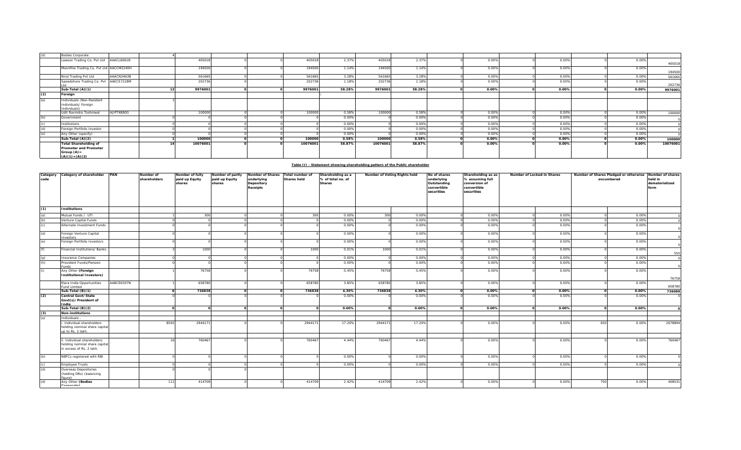| Category code | Category of shareholder | PAN | Number of shareholders | Number of fully paid up Equity shares | Number of partly paid up Equity shares | Number of Shares underlying Depository Receipts | Total number of Shares held | Shareholding as a % of total no. of Shares | Number of Voting Rights held | | No of shares underlying Outstanding convertible securities | Shareholding as as % assuming full conversion of convertible securities | Number of Locked-in Shares | | Number of Shares Pledged or otherwise encumbered | | Number of shares held in dematerialized form |
|---|---|---|---|---|---|---|---|---|---|---|---|---|---|---|---|---|---|
| (d) | Bodies Corporate | | 4 | | | | | | | | | | | | | | |
| | Lawson Trading Co. Pvt Ltd | AAACL6061B | | 405018 | 0 | 0 | 405018 | 2.37% | 405018 | 2.37% | 0 | 0.00% | 0 | 0.00% | 0 | 0.00% | 405018 |
| | Moonfine Trading Co. Pvt Ltd | AACCM2240H | | 194500 | 0 | 0 | 194500 | 1.14% | 194500 | 1.14% | 0 | 0.00% | 0 | 0.00% | 0 | 0.00% | 194500 |
| | Niral Trading Pvt Ltd | AAACN3463B | | 561665 | 0 | 0 | 561665 | 3.28% | 561665 | 3.28% | 0 | 0.00% | 0 | 0.00% | 0 | 0.00% | 561665 |
| | Speedshore Trading Co. Pvt Ltd | AAECS7228M | | 202736 | 0 | 0 | 202736 | 1.18% | 202736 | 1.18% | 0 | 0.00% | 0 | 0.00% | 0 | 0.00% | 202736 |
| | **Sub-Total (A)(1)** | | **13** | **9976001** | **0** | **0** | **9976001** | **58.28%** | **9976001** | **58.28%** | **0** | **0.00%** | **0** | **0.00%** | **0** | **0.00%** | **9976001** |
| **(2)** | **Foreign** | | | | | | | | | | | | | | | | |
| (a) | Individuals (Non-Resident Individuals/ Foreign Individuals) | | 1 | | | | | | | | | | | | | | |
| | Udit Ravindra Toshniwal | AJIPT4880G | | 100000 | 0 | 0 | 100000 | 0.58% | 100000 | 0.58% | 0 | 0.00% | 0 | 0.00% | 0 | 0.00% | 100000 |
| (b) | Government | | 0 | 0 | 0 | 0 | 0 | 0.00% | 0 | 0.00% | 0 | 0.00% | 0 | 0.00% | 0 | 0.00% | 0 |
| (c) | Institutions | | 0 | 0 | 0 | 0 | 0 | 0.00% | 0 | 0.00% | 0 | 0.00% | 0 | 0.00% | 0 | 0.00% | 0 |
| (d) | Foreign Portfolio Investor | | 0 | 0 | 0 | 0 | 0 | 0.00% | 0 | 0.00% | 0 | 0.00% | 0 | 0.00% | 0 | 0.00% | 0 |
| (e) | Any Other (specify) | | 0 | 0 | 0 | 0 | 0 | 0.00% | 0 | 0.00% | 0 | 0.00% | 0 | 0.00% | 0 | 0.00% | 0 |
| | **Sub-Total (A)(2)** | | **1** | **100000** | **0** | **0** | **100000** | **0.58%** | **100000** | **0.58%** | **0** | **0.00%** | **0** | **0.00%** | **0** | **0.00%** | **100000** |
| | **Total Shareholding of Promoter and Promoter Group (A)= (A)(1)+(A)(2)** | | **14** | **10076001** | **0** | **0** | **10076001** | **58.87%** | **10076001** | **58.87%** | **0** | **0.00%** | **0** | **0.00%** | **0** | **0.00%** | **10076001** |

**Table III - Statement showing shareholding pattern of the Public shareholder**

| Category code | Category of shareholder | PAN | Number of shareholders | Number of fully paid up Equity shares | Number of partly paid up Equity shares | Number of Shares underlying Depository Receipts | Total number of Shares held | Shareholding as a % of total no. of Shares | Number of Voting Rights held | | No of shares underlying Outstanding convertible securities | Shareholding as as % assuming full conversion of convertible securities | Number of Locked-in Shares | | Number of Shares Pledged or otherwise encumbered | | Number of shares held in dematerialized form |
|---|---|---|---|---|---|---|---|---|---|---|---|---|---|---|---|---|---|
| **(1)** | **Institutions** | | | | | | | | | | | | | | | | |
| (a) | Mutual Funds / UTI | | 1 | 300 | 0 | 0 | 300 | 0.00% | 300 | 0.00% | 0 | 0.00% | 0 | 0.00% | 0 | 0.00% | 0 |
| (b) | Venture Capital Funds | | 0 | 0 | 0 | 0 | 0 | 0.00% | 0 | 0.00% | 0 | 0.00% | 0 | 0.00% | 0 | 0.00% | 0 |
| (c) | Alternate Investment Funds | | 0 | 0 | 0 | 0 | 0 | 0.00% | 0 | 0.00% | 0 | 0.00% | 0 | 0.00% | 0 | 0.00% | 0 |
| (d) | Foreign Venture Capital Investors | | 0 | 0 | 0 | 0 | 0 | 0.00% | 0 | 0.00% | 0 | 0.00% | 0 | 0.00% | 0 | 0.00% | 0 |
| (e) | Foreign Portfolio Investors | | 0 | 0 | 0 | 0 | 0 | 0.00% | 0 | 0.00% | 0 | 0.00% | 0 | 0.00% | 0 | 0.00% | 0 |
| (f) | Financial Institutions/ Banks | | 3 | 1000 | 0 | 0 | 1000 | 0.01% | 1000 | 0.01% | 0 | 0.00% | 0 | 0.00% | 0 | 0.00% | 550 |
| (g) | Insurance Companies | | 0 | 0 | 0 | 0 | 0 | 0.00% | 0 | 0.00% | 0 | 0.00% | 0 | 0.00% | 0 | 0.00% | 0 |
| (h) | Provident Funds/Pension Funds | | 0 | 0 | 0 | 0 | 0 | 0.00% | 0 | 0.00% | 0 | 0.00% | 0 | 0.00% | 0 | 0.00% | 0 |
| (i) | Any Other **(Foreign Institutional Investors)** | | 1 | 76758 | 0 | 0 | 76758 | 0.45% | 76758 | 0.45% | 0 | 0.00% | 0 | 0.00% | 0 | 0.00% | 76758 |
| | Elara India Opportunities Fund Limited | AABCE6307N | 1 | 658780 | 0 | 0 | 658780 | 3.85% | 658780 | 3.85% | 0 | 0.00% | 0 | 0.00% | 0 | 0.00% | 658780 |
| | **Sub-Total (B)(1)** | | **6** | **736838** | **0** | **0** | **736838** | **4.30%** | **736838** | **4.30%** | **0** | **0.00%** | **0** | **0.00%** | **0** | **0.00%** | **736088** |
| **(2)** | **Central Govt/ State Govt(s)/ President of India** | | 0 | 0 | 0 | 0 | 0 | 0.00% | 0 | 0.00% | 0 | 0.00% | 0 | 0.00% | 0 | 0.00% | 0 |
| | **Sub-Total (B)(2)** | | **0** | **0** | **0** | **0** | **0** | **0.00%** | **0** | **0.00%** | **0** | **0.00%** | **0** | **0.00%** | **0** | **0.00%** | **0** |
| **(3)** | **Non-institutions** | | | | | | | | | | | | | | | | |
| (a) | Individuals - | | | | | | | | | | | | | | | | |
| | i. Individual shareholders holding nominal share capital up to Rs. 2 lakh. | | 8592 | 2944171 | 0 | 0 | 2944171 | 17.20% | 2944171 | 17.20% | 0 | 0.00% | 0 | 0.00% | 650 | 0.00% | 2678894 |
| | ii. Individual shareholders holding nominal share capital in excess of Rs. 2 lakh. | | 16 | 760467 | 0 | 0 | 760467 | 4.44% | 760467 | 4.44% | 0 | 0.00% | 0 | 0.00% | 0 | 0.00% | 760467 |
| (b) | NBFCs registered with RBI | | 0 | 0 | 0 | 0 | 0 | 0.00% | 0 | 0.00% | 0 | 0.00% | 0 | 0.00% | 0 | 0.00% | 0 |
| (c) | Employee Trusts | | 0 | 0 | 0 | 0 | 0 | 0.00% | 0 | 0.00% | 0 | 0.00% | 0 | 0.00% | 0 | 0.00% | 0 |
| (d) | Overseas Depositories (holding DRs) (balancing figure) | | 0 | 0 | 0 | | | | | | | | | | | | |
| (d) | Any Other **(Bodies Corporate)** | | 111 | 414709 | 0 | 0 | 414709 | 2.42% | 414709 | 2.42% | 0 | 0.00% | 0 | 0.00% | 750 | 0.00% | 408531 |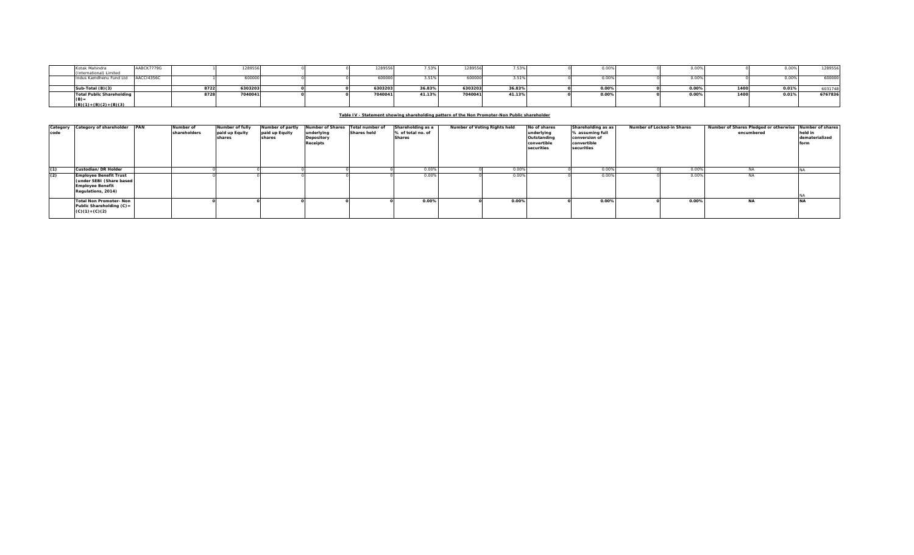| | | | | | | | | | | | | | | | | | |
|---|---|---|---|---|---|---|---|---|---|---|---|---|---|---|---|---|---|
| | Kotak Mahindra (International) Limited | AABCK7779G | 1 | 1289556 | 0 | 0 | 1289556 | 7.53% | 1289556 | 7.53% | 0 | 0.00% | 0 | 0.00% | 0 | 0.00% | 1289556 |
| | Indus Kamdhenu Fund Ltd | AACCI4356C | 1 | 600000 | 0 | 0 | 600000 | 3.51% | 600000 | 3.51% | 0 | 0.00% | 0 | 0.00% | 0 | 0.00% | 600000 |
| | **Sub-Total (B)(3)** | | **8722** | **6303203** | **0** | **0** | **6303203** | **36.83%** | **6303203** | **36.83%** | **0** | **0.00%** | **0** | **0.00%** | **1400** | **0.01%** | 6031748 |
| | **Total Public Shareholding (B)= (B)(1)+(B)(2)+(B)(3)** | | **8728** | **7040041** | **0** | **0** | **7040041** | **41.13%** | **7040041** | **41.13%** | **0** | **0.00%** | **0** | **0.00%** | **1400** | **0.01%** | **6767836** |

**Table IV - Statement showing shareholding pattern of the Non Promoter-Non Public shareholder**

| Category code | Category of shareholder | PAN | Number of shareholders | Number of fully paid up Equity shares | Number of partly paid up Equity shares | Number of Shares underlying Depository Receipts | Total number of Shares held | Shareholding as a % of total no. of Shares | Number of Voting Rights held | | No of shares underlying Outstanding convertible securities | Shareholding as as % assuming full conversion of convertible securities | Number of Locked-in Shares | | Number of Shares Pledged or otherwise encumbered | | Number of shares held in dematerialized form |
|---|---|---|---|---|---|---|---|---|---|---|---|---|---|---|---|---|---|
| (1) | **Custodian/ DR Holder** | | 0 | 0 | 0 | 0 | 0 | 0.00% | 0 | 0.00% | 0 | 0.00% | 0 | 0.00% | NA | | NA |
| (2) | **Employee Benefit Trust (under SEBI (Share based Employee Benefit Regulations, 2014)** | | 0 | 0 | 0 | 0 | 0 | 0.00% | 0 | 0.00% | 0 | 0.00% | 0 | 0.00% | NA | | NA |
| | **Total Non Promoter- Non Public Shareholding (C)= (C)(1)+(C)(2)** | | **0** | **0** | **0** | **0** | **0** | **0.00%** | **0** | **0.00%** | **0** | **0.00%** | **0** | **0.00%** | **NA** | | **NA** |